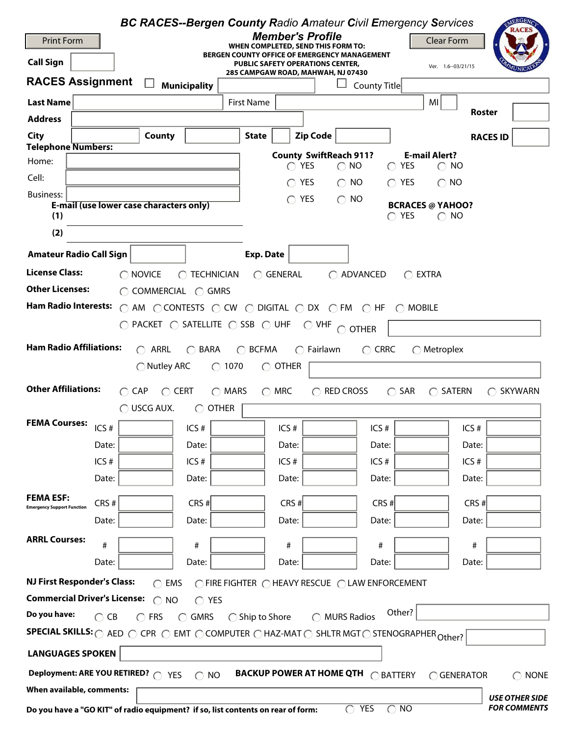# BC RACES--Bergen County Radio Amateur Civil Emergency Services

## Member's Profile

Print Form | Clear Form

**WHEN COMPLETED, SEND THIS FORM TO:**
**BERGEN COUNTY OFFICE OF EMERGENCY MANAGEMENT**
**PUBLIC SAFETY OPERATIONS CENTER,**
**285 CAMPGAW ROAD, MAHWAH, NJ 07430**

Ver. 1.6--03/21/15

**Call Sign** ______

**RACES Assignment** ☐ **Municipality** ______ ☐ County Title ______

**Last Name** ______ First Name ______ MI ______ **Roster** ______

**Address** ______

**City** ______ **County** ______ **State** ______ **Zip Code** ______ **RACES ID** ______

**Telephone Numbers:**

| | | County SwiftReach 911? | E-mail Alert? |
|---|---|---|---|
| Home: | ______ | ◯ YES ◯ NO | ◯ YES ◯ NO |
| Cell: | ______ | ◯ YES ◯ NO | ◯ YES ◯ NO |
| Business: | ______ | ◯ YES ◯ NO | |

**E-mail (use lower case characters only)**
**(1)** ______
**(2)** ______

**BCRACES @ YAHOO?** ◯ YES ◯ NO

**Amateur Radio Call Sign** ______ **Exp. Date** ______

**License Class:** ◯ NOVICE ◯ TECHNICIAN ◯ GENERAL ◯ ADVANCED ◯ EXTRA

**Other Licenses:** ◯ COMMERCIAL ◯ GMRS

**Ham Radio Interests:** ◯ AM ◯ CONTESTS ◯ CW ◯ DIGITAL ◯ DX ◯ FM ◯ HF ◯ MOBILE ◯ PACKET ◯ SATELLITE ◯ SSB ◯ UHF ◯ VHF ◯ OTHER ______

**Ham Radio Affiliations:** ◯ ARRL ◯ BARA ◯ BCFMA ◯ Fairlawn ◯ CRRC ◯ Metroplex ◯ Nutley ARC ◯ 1070 ◯ OTHER ______

**Other Affiliations:** ◯ CAP ◯ CERT ◯ MARS ◯ MRC ◯ RED CROSS ◯ SAR ◯ SATERN ◯ SKYWARN ◯ USCG AUX. ◯ OTHER ______

**FEMA Courses:**

| | | | | |
|---|---|---|---|---|
| ICS # ______ | ICS # ______ | ICS # ______ | ICS # ______ | ICS # ______ |
| Date: ______ | Date: ______ | Date: ______ | Date: ______ | Date: ______ |
| ICS # ______ | ICS # ______ | ICS # ______ | ICS # ______ | ICS # ______ |
| Date: ______ | Date: ______ | Date: ______ | Date: ______ | Date: ______ |

**FEMA ESF:**
Emergency Support Function

| | | | | |
|---|---|---|---|---|
| CRS # ______ | CRS # ______ | CRS # ______ | CRS # ______ | CRS # ______ |
| Date: ______ | Date: ______ | Date: ______ | Date: ______ | Date: ______ |

**ARRL Courses:**

| | | | | |
|---|---|---|---|---|
| # ______ | # ______ | # ______ | # ______ | # ______ |
| Date: ______ | Date: ______ | Date: ______ | Date: ______ | Date: ______ |

**NJ First Responder's Class:** ◯ EMS ◯ FIRE FIGHTER ◯ HEAVY RESCUE ◯ LAW ENFORCEMENT

**Commercial Driver's License:** ◯ NO ◯ YES

**Do you have:** ◯ CB ◯ FRS ◯ GMRS ◯ Ship to Shore ◯ MURS Radios Other? ______

**SPECIAL SKILLS:** ◯ AED ◯ CPR ◯ EMT ◯ COMPUTER ◯ HAZ-MAT ◯ SHLTR MGT ◯ STENOGRAPHER Other? ______

**LANGUAGES SPOKEN** ______

**Deployment: ARE YOU RETIRED?** ◯ YES ◯ NO **BACKUP POWER AT HOME QTH** ◯ BATTERY ◯ GENERATOR ◯ NONE

**When available, comments:** ______

**Do you have a "GO KIT" of radio equipment? if so, list contents on rear of form:** ◯ YES ◯ NO

***USE OTHER SIDE FOR COMMENTS***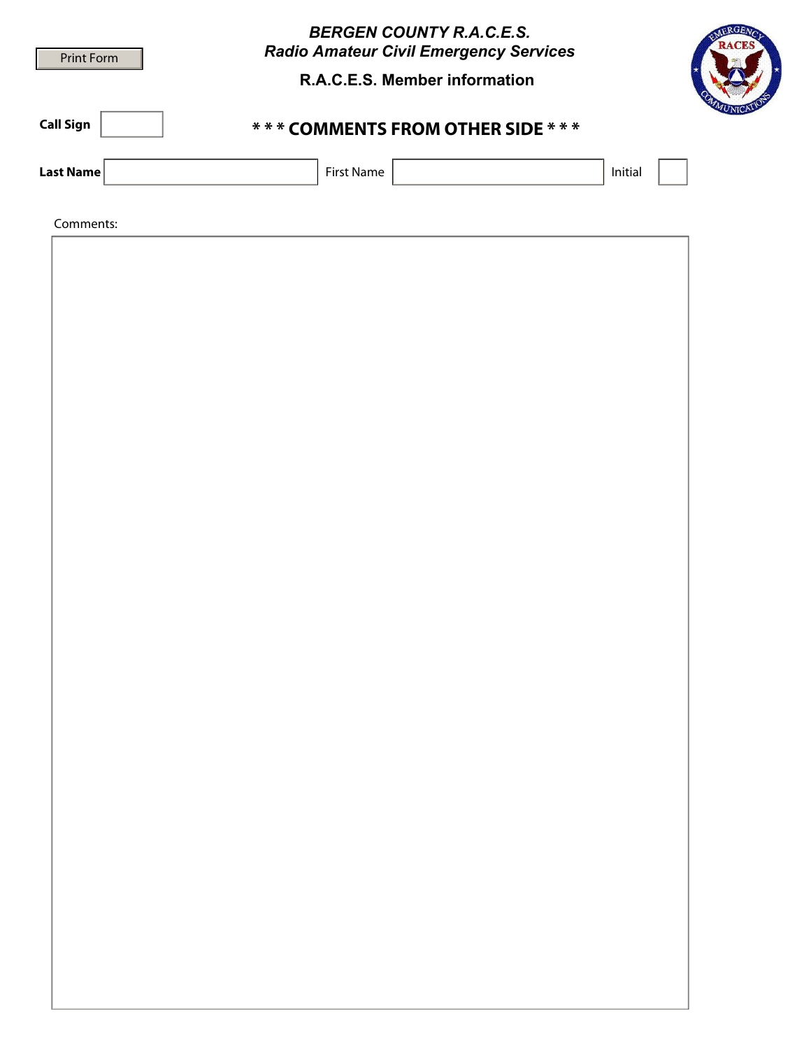Print Form

# BERGEN COUNTY R.A.C.E.S.

## *Radio Amateur Civil Emergency Services*

### R.A.C.E.S. Member information

**Call Sign** 

**\* \* \* COMMENTS FROM OTHER SIDE \* \* \***

**Last Name** First Name Initial

Comments: